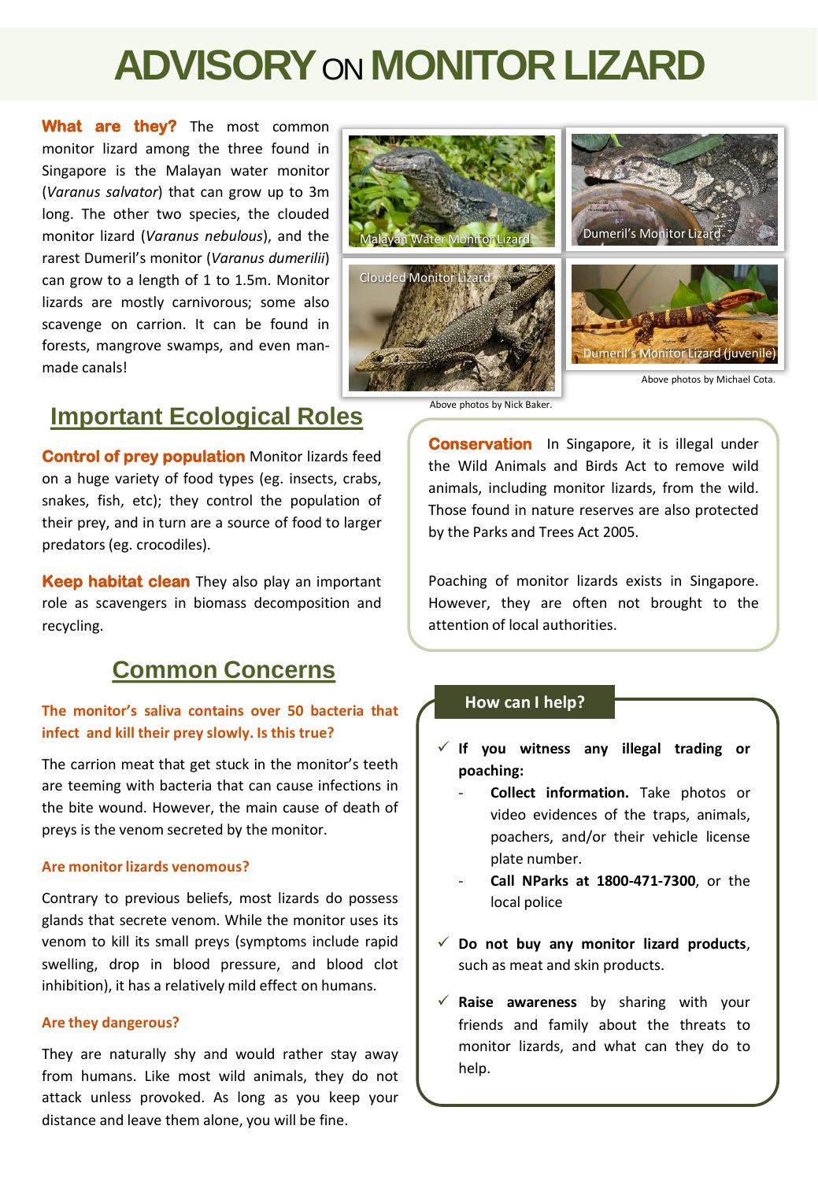# ADVISORY ON MONITOR LIZARD

**What are they?** The most common monitor lizard among the three found in Singapore is the Malayan water monitor (*Varanus salvator*) that can grow up to 3m long. The other two species, the clouded monitor lizard (*Varanus nebulous*), and the rarest Dumeril's monitor (*Varanus dumerilii*) can grow to a length of 1 to 1.5m. Monitor lizards are mostly carnivorous; some also scavenge on carrion. It can be found in forests, mangrove swamps, and even man-made canals!

Malayan Water Monitor Lizard

Dumeril's Monitor Lizard

Clouded Monitor Lizard

Dumeril's Monitor Lizard (juvenile)

Above photos by Nick Baker.

Above photos by Michael Cota.

## Important Ecological Roles

**Control of prey population** Monitor lizards feed on a huge variety of food types (eg. insects, crabs, snakes, fish, etc); they control the population of their prey, and in turn are a source of food to larger predators (eg. crocodiles).

**Keep habitat clean** They also play an important role as scavengers in biomass decomposition and recycling.

## Common Concerns

### The monitor's saliva contains over 50 bacteria that infect and kill their prey slowly. Is this true?

The carrion meat that get stuck in the monitor's teeth are teeming with bacteria that can cause infections in the bite wound. However, the main cause of death of preys is the venom secreted by the monitor.

### Are monitor lizards venomous?

Contrary to previous beliefs, most lizards do possess glands that secrete venom. While the monitor uses its venom to kill its small preys (symptoms include rapid swelling, drop in blood pressure, and blood clot inhibition), it has a relatively mild effect on humans.

### Are they dangerous?

They are naturally shy and would rather stay away from humans. Like most wild animals, they do not attack unless provoked. As long as you keep your distance and leave them alone, you will be fine.

**Conservation** In Singapore, it is illegal under the Wild Animals and Birds Act to remove wild animals, including monitor lizards, from the wild. Those found in nature reserves are also protected by the Parks and Trees Act 2005.

Poaching of monitor lizards exists in Singapore. However, they are often not brought to the attention of local authorities.

### How can I help?

- ✓ **If you witness any illegal trading or poaching:**
  - **Collect information.** Take photos or video evidences of the traps, animals, poachers, and/or their vehicle license plate number.
  - **Call NParks at 1800-471-7300**, or the local police
- ✓ **Do not buy any monitor lizard products**, such as meat and skin products.
- ✓ **Raise awareness** by sharing with your friends and family about the threats to monitor lizards, and what can they do to help.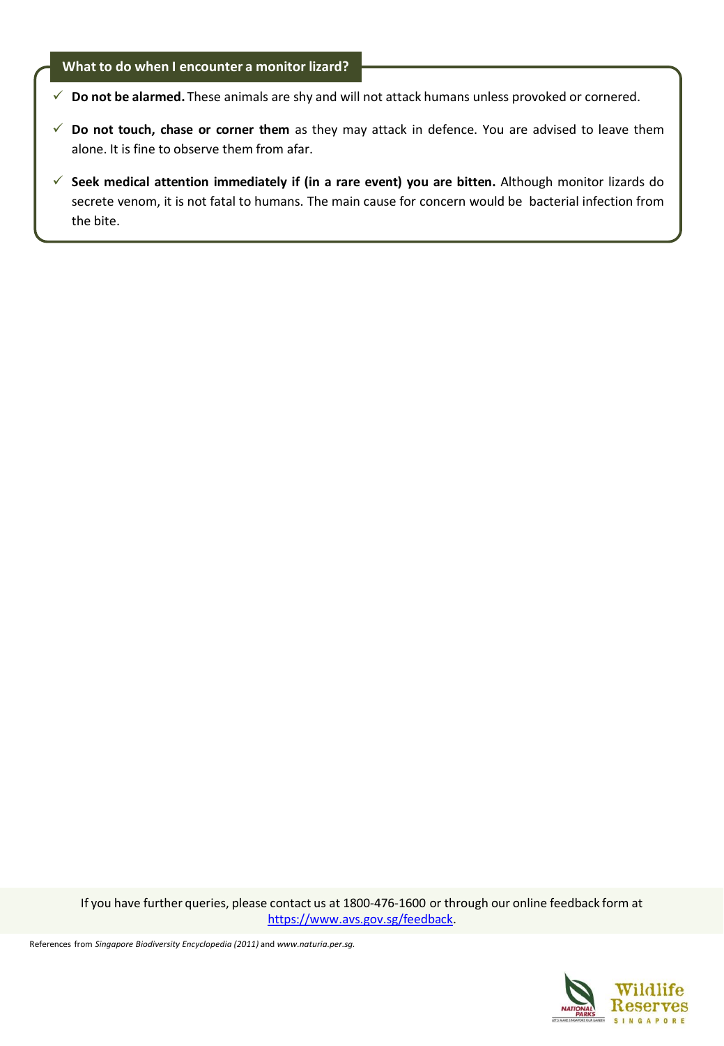## What to do when I encounter a monitor lizard?

- ✓ **Do not be alarmed.** These animals are shy and will not attack humans unless provoked or cornered.
- ✓ **Do not touch, chase or corner them** as they may attack in defence. You are advised to leave them alone. It is fine to observe them from afar.
- ✓ **Seek medical attention immediately if (in a rare event) you are bitten.** Although monitor lizards do secrete venom, it is not fatal to humans. The main cause for concern would be bacterial infection from the bite.

If you have further queries, please contact us at 1800-476-1600 or through our online feedback form at https://www.avs.gov.sg/feedback.

References from *Singapore Biodiversity Encyclopedia (2011)* and *www.naturia.per.sg.*